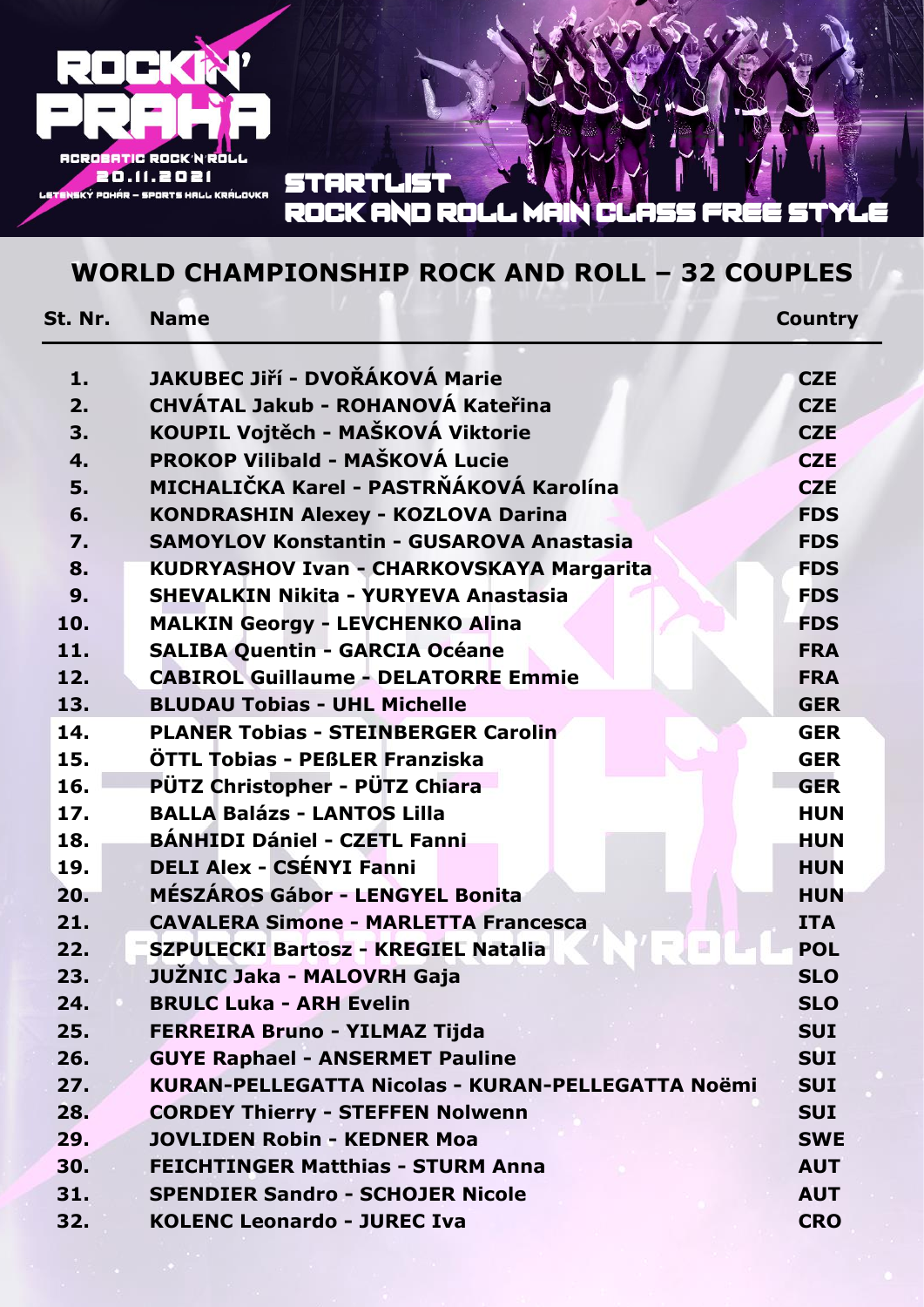ROCKIN' PRAHA

ACROBATIC ROCK'N'ROLL

20.11.2021

LETENSKÝ POHÁR – SPORTS HALL KRÁLOVKA

STARTLIST

ROCK AND ROLL MAIN CLASS FREE STYLE

## WORLD CHAMPIONSHIP ROCK AND ROLL – 32 COUPLES

| St. Nr. | Name | Country |
|---|---|---|
| 1. | JAKUBEC Jiří - DVOŘÁKOVÁ Marie | CZE |
| 2. | CHVÁTAL Jakub - ROHANOVÁ Kateřina | CZE |
| 3. | KOUPIL Vojtěch - MAŠKOVÁ Viktorie | CZE |
| 4. | PROKOP Vilibald - MAŠKOVÁ Lucie | CZE |
| 5. | MICHALIČKA Karel - PASTRŇÁKOVÁ Karolína | CZE |
| 6. | KONDRASHIN Alexey - KOZLOVA Darina | FDS |
| 7. | SAMOYLOV Konstantin - GUSAROVA Anastasia | FDS |
| 8. | KUDRYASHOV Ivan - CHARKOVSKAYA Margarita | FDS |
| 9. | SHEVALKIN Nikita - YURYEVA Anastasia | FDS |
| 10. | MALKIN Georgy - LEVCHENKO Alina | FDS |
| 11. | SALIBA Quentin - GARCIA Océane | FRA |
| 12. | CABIROL Guillaume - DELATORRE Emmie | FRA |
| 13. | BLUDAU Tobias - UHL Michelle | GER |
| 14. | PLANER Tobias - STEINBERGER Carolin | GER |
| 15. | ÖTTL Tobias - PEßLER Franziska | GER |
| 16. | PÜTZ Christopher - PÜTZ Chiara | GER |
| 17. | BALLA Balázs - LANTOS Lilla | HUN |
| 18. | BÁNHIDI Dániel - CZETL Fanni | HUN |
| 19. | DELI Alex - CSÉNYI Fanni | HUN |
| 20. | MÉSZÁROS Gábor - LENGYEL Bonita | HUN |
| 21. | CAVALERA Simone - MARLETTA Francesca | ITA |
| 22. | SZPULECKI Bartosz - KREGIEL Natalia | POL |
| 23. | JUŽNIC Jaka - MALOVRH Gaja | SLO |
| 24. | BRULC Luka - ARH Evelin | SLO |
| 25. | FERREIRA Bruno - YILMAZ Tijda | SUI |
| 26. | GUYE Raphael - ANSERMET Pauline | SUI |
| 27. | KURAN-PELLEGATTA Nicolas - KURAN-PELLEGATTA Noëmi | SUI |
| 28. | CORDEY Thierry - STEFFEN Nolwenn | SUI |
| 29. | JOVLIDEN Robin - KEDNER Moa | SWE |
| 30. | FEICHTINGER Matthias - STURM Anna | AUT |
| 31. | SPENDIER Sandro - SCHOJER Nicole | AUT |
| 32. | KOLENC Leonardo - JUREC Iva | CRO |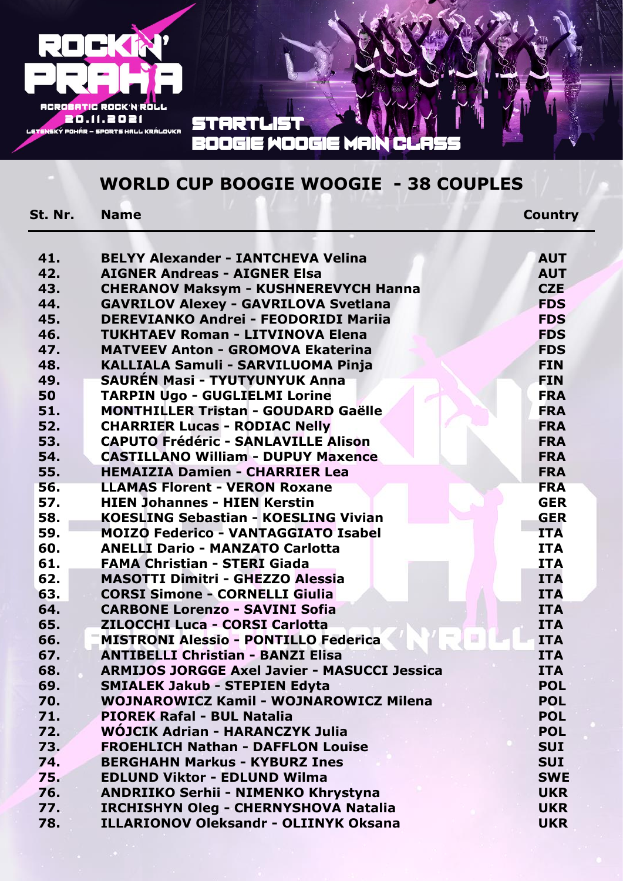ROCKIN' PRAHA

ACROBATIC ROCK'N'ROLL

20.11.2021

LETENSKÝ POHÁR - SPORTS HALL KRÁLOVKA

STARTLIST

BOOGIE WOOGIE MAIN CLASS

## WORLD CUP BOOGIE WOOGIE - 38 COUPLES

| St. Nr. | Name | Country |
|---|---|---|
| 41. | BELYY Alexander - IANTCHEVA Velina | AUT |
| 42. | AIGNER Andreas - AIGNER Elsa | AUT |
| 43. | CHERANOV Maksym - KUSHNEREVYCH Hanna | CZE |
| 44. | GAVRILOV Alexey - GAVRILOVA Svetlana | FDS |
| 45. | DEREVIANKO Andrei - FEODORIDI Mariia | FDS |
| 46. | TUKHTAEV Roman - LITVINOVA Elena | FDS |
| 47. | MATVEEV Anton - GROMOVA Ekaterina | FDS |
| 48. | KALLIALA Samuli - SARVILUOMA Pinja | FIN |
| 49. | SAURÉN Masi - TYUTYUNYUK Anna | FIN |
| 50 | TARPIN Ugo - GUGLIELMI Lorine | FRA |
| 51. | MONTHILLER Tristan - GOUDARD Gaëlle | FRA |
| 52. | CHARRIER Lucas - RODIAC Nelly | FRA |
| 53. | CAPUTO Frédéric - SANLAVILLE Alison | FRA |
| 54. | CASTILLANO William - DUPUY Maxence | FRA |
| 55. | HEMAIZIA Damien - CHARRIER Lea | FRA |
| 56. | LLAMAS Florent - VERON Roxane | FRA |
| 57. | HIEN Johannes - HIEN Kerstin | GER |
| 58. | KOESLING Sebastian - KOESLING Vivian | GER |
| 59. | MOIZO Federico - VANTAGGIATO Isabel | ITA |
| 60. | ANELLI Dario - MANZATO Carlotta | ITA |
| 61. | FAMA Christian - STERI Giada | ITA |
| 62. | MASOTTI Dimitri - GHEZZO Alessia | ITA |
| 63. | CORSI Simone - CORNELLI Giulia | ITA |
| 64. | CARBONE Lorenzo - SAVINI Sofia | ITA |
| 65. | ZILOCCHI Luca - CORSI Carlotta | ITA |
| 66. | MISTRONI Alessio - PONTILLO Federica | ITA |
| 67. | ANTIBELLI Christian - BANZI Elisa | ITA |
| 68. | ARMIJOS JORGGE Axel Javier - MASUCCI Jessica | ITA |
| 69. | SMIALEK Jakub - STEPIEN Edyta | POL |
| 70. | WOJNAROWICZ Kamil - WOJNAROWICZ Milena | POL |
| 71. | PIOREK Rafal - BUL Natalia | POL |
| 72. | WÓJCIK Adrian - HARANCZYK Julia | POL |
| 73. | FROEHLICH Nathan - DAFFLON Louise | SUI |
| 74. | BERGHAHN Markus - KYBURZ Ines | SUI |
| 75. | EDLUND Viktor - EDLUND Wilma | SWE |
| 76. | ANDRIIKO Serhii - NIMENKO Khrystyna | UKR |
| 77. | IRCHISHYN Oleg - CHERNYSHOVA Natalia | UKR |
| 78. | ILLARIONOV Oleksandr - OLIINYK Oksana | UKR |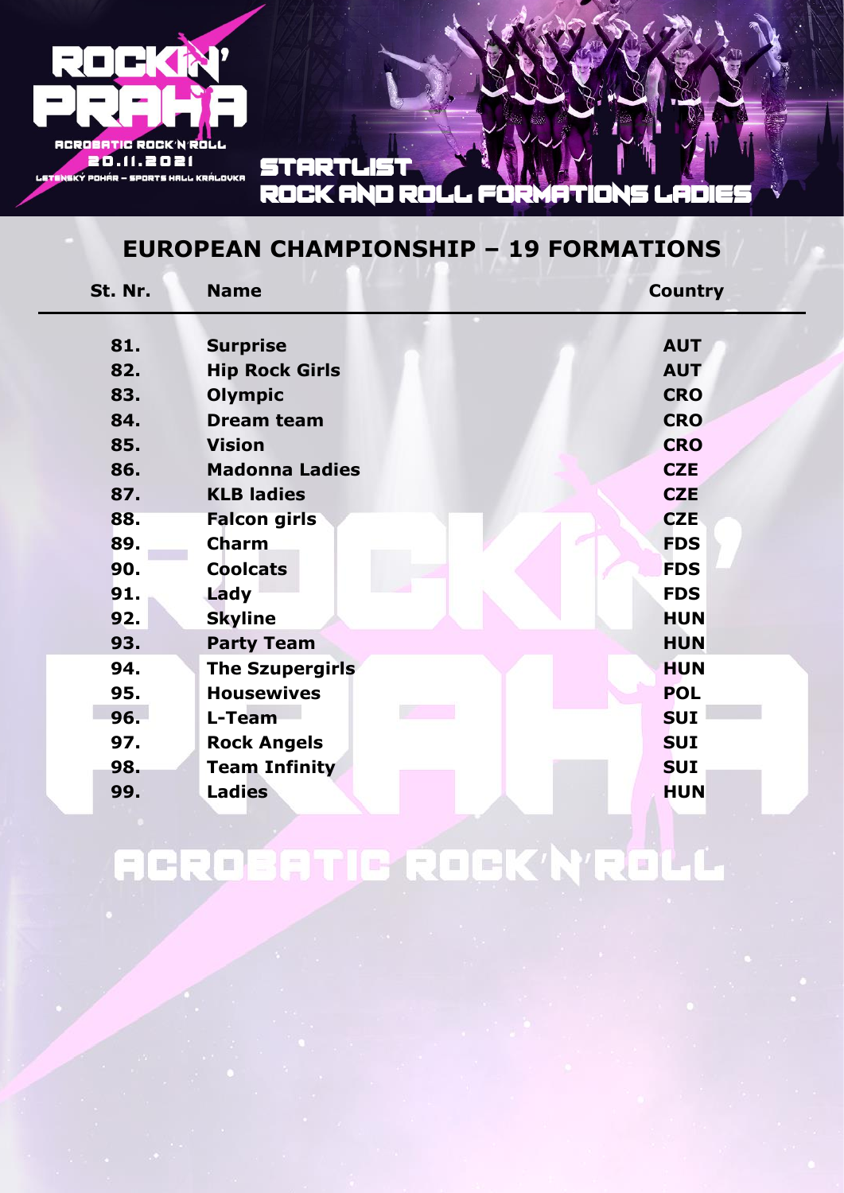ROCKIN' PRAHA
ACROBATIC ROCK'N'ROLL
20.11.2021
LETENSKÝ POHÁR – SPORTS HALL KRÁLOVKA

STARTLIST
ROCK AND ROLL FORMATIONS LADIES

## EUROPEAN CHAMPIONSHIP – 19 FORMATIONS

| St. Nr. | Name | Country |
|---|---|---|
| 81. | Surprise | AUT |
| 82. | Hip Rock Girls | AUT |
| 83. | Olympic | CRO |
| 84. | Dream team | CRO |
| 85. | Vision | CRO |
| 86. | Madonna Ladies | CZE |
| 87. | KLB ladies | CZE |
| 88. | Falcon girls | CZE |
| 89. | Charm | FDS |
| 90. | Coolcats | FDS |
| 91. | Lady | FDS |
| 92. | Skyline | HUN |
| 93. | Party Team | HUN |
| 94. | The Szupergirls | HUN |
| 95. | Housewives | POL |
| 96. | L-Team | SUI |
| 97. | Rock Angels | SUI |
| 98. | Team Infinity | SUI |
| 99. | Ladies | HUN |

ACROBATIC ROCK'N'ROLL